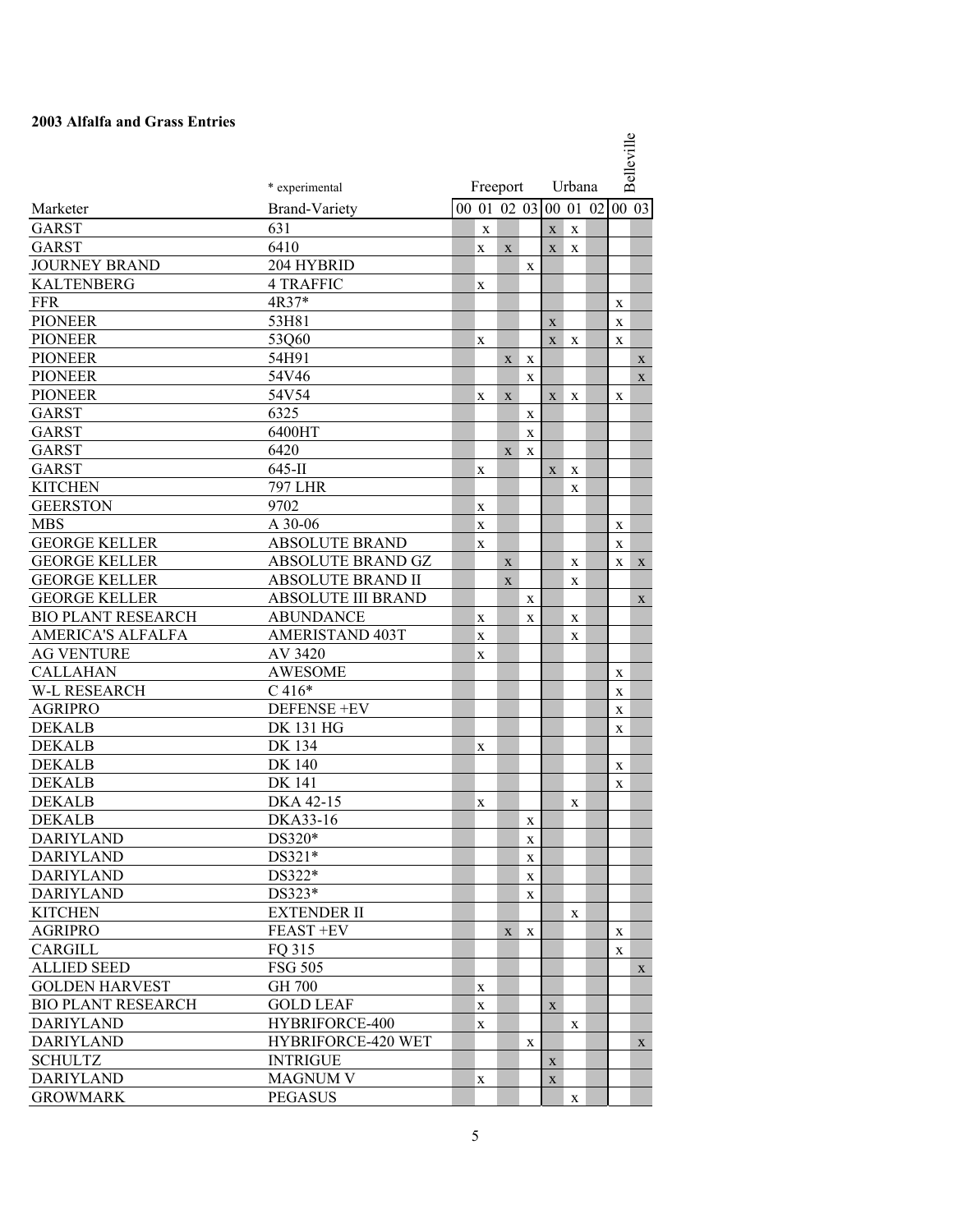**2003 Alfalfa and Grass Entries**

| | * experimental | Freeport | | | | Urbana | | | Belleville | |
|---|---|---|---|---|---|---|---|---|---|---|
| Marketer | Brand-Variety | 00 | 01 | 02 | 03 | 00 | 01 | 02 | 00 | 03 |
| GARST | 631 | | x | | | x | x | | | |
| GARST | 6410 | | x | x | | x | x | | | |
| JOURNEY BRAND | 204 HYBRID | | | | x | | | | | |
| KALTENBERG | 4 TRAFFIC | | x | | | | | | | |
| FFR | 4R37* | | | | | | | | x | |
| PIONEER | 53H81 | | | | | x | | | x | |
| PIONEER | 53Q60 | | x | | | x | x | | x | |
| PIONEER | 54H91 | | | x | x | | | | | x |
| PIONEER | 54V46 | | | | x | | | | | x |
| PIONEER | 54V54 | | x | x | | x | x | | x | |
| GARST | 6325 | | | | x | | | | | |
| GARST | 6400HT | | | | x | | | | | |
| GARST | 6420 | | | x | x | | | | | |
| GARST | 645-II | | x | | | x | x | | | |
| KITCHEN | 797 LHR | | | | | | x | | | |
| GEERSTON | 9702 | | x | | | | | | | |
| MBS | A 30-06 | | x | | | | | | x | |
| GEORGE KELLER | ABSOLUTE BRAND | | x | | | | | | x | |
| GEORGE KELLER | ABSOLUTE BRAND GZ | | | x | | | x | | x | x |
| GEORGE KELLER | ABSOLUTE BRAND II | | | x | | | x | | | |
| GEORGE KELLER | ABSOLUTE III BRAND | | | | x | | | | | x |
| BIO PLANT RESEARCH | ABUNDANCE | | x | | x | | x | | | |
| AMERICA'S ALFALFA | AMERISTAND 403T | | x | | | | x | | | |
| AG VENTURE | AV 3420 | | x | | | | | | | |
| CALLAHAN | AWESOME | | | | | | | | x | |
| W-L RESEARCH | C 416* | | | | | | | | x | |
| AGRIPRO | DEFENSE +EV | | | | | | | | x | |
| DEKALB | DK 131 HG | | | | | | | | x | |
| DEKALB | DK 134 | | x | | | | | | | |
| DEKALB | DK 140 | | | | | | | | x | |
| DEKALB | DK 141 | | | | | | | | x | |
| DEKALB | DKA 42-15 | | x | | | | x | | | |
| DEKALB | DKA33-16 | | | | x | | | | | |
| DARIYLAND | DS320* | | | | x | | | | | |
| DARIYLAND | DS321* | | | | x | | | | | |
| DARIYLAND | DS322* | | | | x | | | | | |
| DARIYLAND | DS323* | | | | x | | | | | |
| KITCHEN | EXTENDER II | | | | | | x | | | |
| AGRIPRO | FEAST +EV | | | x | x | | | | x | |
| CARGILL | FQ 315 | | | | | | | | x | |
| ALLIED SEED | FSG 505 | | | | | | | | | x |
| GOLDEN HARVEST | GH 700 | | x | | | | | | | |
| BIO PLANT RESEARCH | GOLD LEAF | | x | | | x | | | | |
| DARIYLAND | HYBRIFORCE-400 | | x | | | | x | | | |
| DARIYLAND | HYBRIFORCE-420 WET | | | | x | | | | | x |
| SCHULTZ | INTRIGUE | | | | | x | | | | |
| DARIYLAND | MAGNUM V | | x | | | x | | | | |
| GROWMARK | PEGASUS | | | | | | x | | | |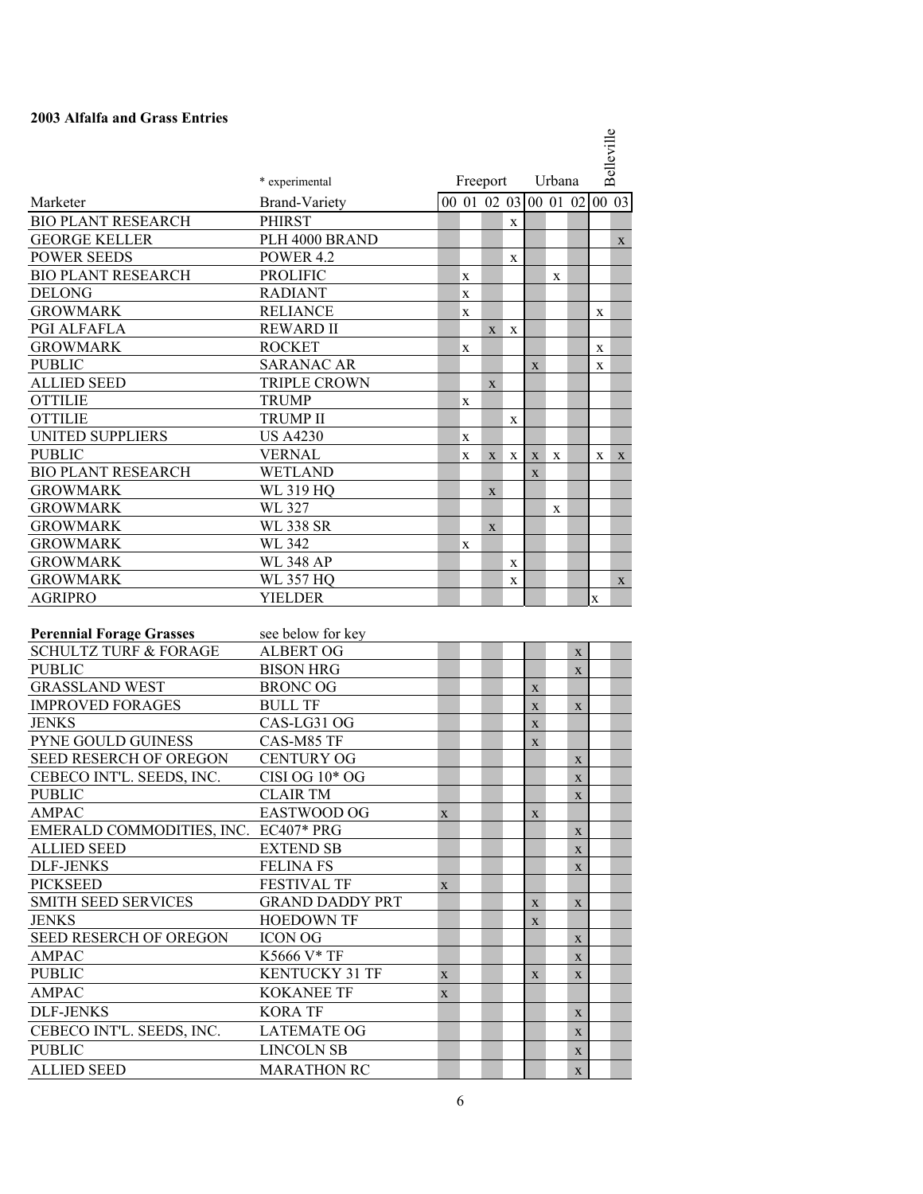**2003 Alfalfa and Grass Entries**

| | * experimental | Freeport | | | | Urbana | | | Belleville | |
|---|---|---|---|---|---|---|---|---|---|---|
| Marketer | Brand-Variety | 00 | 01 | 02 | 03 | 00 | 01 | 02 | 00 | 03 |
| BIO PLANT RESEARCH | PHIRST | | | | x | | | | | |
| GEORGE KELLER | PLH 4000 BRAND | | | | | | | | | x |
| POWER SEEDS | POWER 4.2 | | | | x | | | | | |
| BIO PLANT RESEARCH | PROLIFIC | | x | | | | x | | | |
| DELONG | RADIANT | | x | | | | | | | |
| GROWMARK | RELIANCE | | x | | | | | | x | |
| PGI ALFAFLA | REWARD II | | | x | x | | | | | |
| GROWMARK | ROCKET | | x | | | | | | x | |
| PUBLIC | SARANAC AR | | | | | x | | | x | |
| ALLIED SEED | TRIPLE CROWN | | | x | | | | | | |
| OTTILIE | TRUMP | | x | | | | | | | |
| OTTILIE | TRUMP II | | | | x | | | | | |
| UNITED SUPPLIERS | US A4230 | | x | | | | | | | |
| PUBLIC | VERNAL | | x | x | x | x | x | | x | x |
| BIO PLANT RESEARCH | WETLAND | | | | | x | | | | |
| GROWMARK | WL 319 HQ | | | x | | | | | | |
| GROWMARK | WL 327 | | | | | | x | | | |
| GROWMARK | WL 338 SR | | | x | | | | | | |
| GROWMARK | WL 342 | | x | | | | | | | |
| GROWMARK | WL 348 AP | | | | x | | | | | |
| GROWMARK | WL 357 HQ | | | | x | | | | | x |
| AGRIPRO | YIELDER | | | | | | | | x | |
| **Perennial Forage Grasses** | see below for key | | | | | | | | | |
| SCHULTZ TURF & FORAGE | ALBERT OG | | | | | | | x | | |
| PUBLIC | BISON HRG | | | | | | | x | | |
| GRASSLAND WEST | BRONC OG | | | | | x | | | | |
| IMPROVED FORAGES | BULL TF | | | | | x | | x | | |
| JENKS | CAS-LG31 OG | | | | | x | | | | |
| PYNE GOULD GUINESS | CAS-M85 TF | | | | | x | | | | |
| SEED RESERCH OF OREGON | CENTURY OG | | | | | | | x | | |
| CEBECO INT'L. SEEDS, INC. | CISI OG 10* OG | | | | | | | x | | |
| PUBLIC | CLAIR TM | | | | | | | x | | |
| AMPAC | EASTWOOD OG | x | | | | x | | | | |
| EMERALD COMMODITIES, INC. | EC407* PRG | | | | | | | x | | |
| ALLIED SEED | EXTEND SB | | | | | | | x | | |
| DLF-JENKS | FELINA FS | | | | | | | x | | |
| PICKSEED | FESTIVAL TF | x | | | | | | | | |
| SMITH SEED SERVICES | GRAND DADDY PRT | | | | | x | | x | | |
| JENKS | HOEDOWN TF | | | | | x | | | | |
| SEED RESERCH OF OREGON | ICON OG | | | | | | | x | | |
| AMPAC | K5666 V* TF | | | | | | | x | | |
| PUBLIC | KENTUCKY 31 TF | x | | | | x | | x | | |
| AMPAC | KOKANEE TF | x | | | | | | | | |
| DLF-JENKS | KORA TF | | | | | | | x | | |
| CEBECO INT'L. SEEDS, INC. | LATEMATE OG | | | | | | | x | | |
| PUBLIC | LINCOLN SB | | | | | | | x | | |
| ALLIED SEED | MARATHON RC | | | | | | | x | | |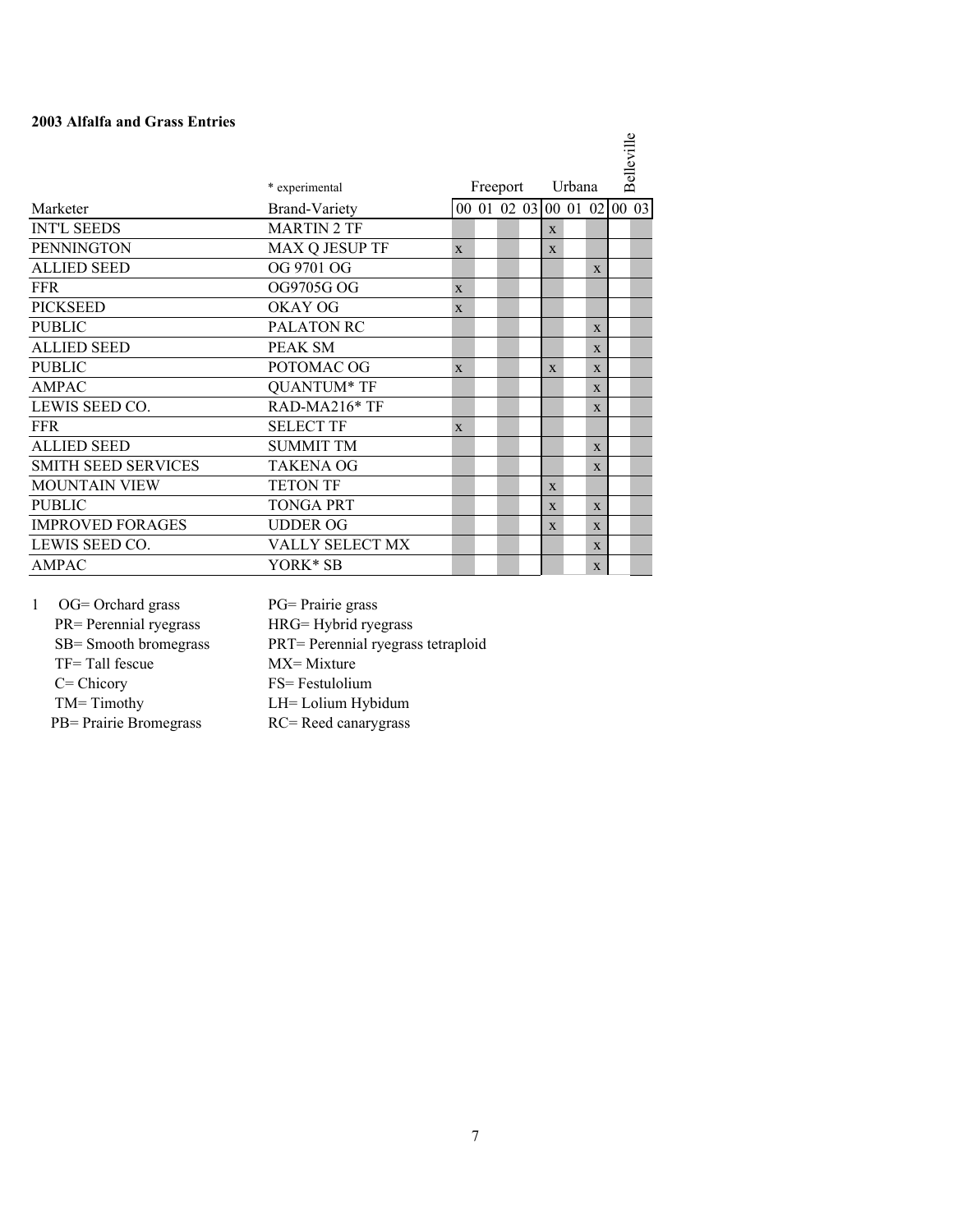**2003 Alfalfa and Grass Entries**

| | * experimental | Freeport | | | | Urbana | | | Belleville | |
|---|---|---|---|---|---|---|---|---|---|---|
| Marketer | Brand-Variety | 00 | 01 | 02 | 03 | 00 | 01 | 02 | 00 | 03 |
| INT'L SEEDS | MARTIN 2 TF | | | | | x | | | | |
| PENNINGTON | MAX Q JESUP TF | x | | | | x | | | | |
| ALLIED SEED | OG 9701 OG | | | | | | | x | | |
| FFR | OG9705G OG | x | | | | | | | | |
| PICKSEED | OKAY OG | x | | | | | | | | |
| PUBLIC | PALATON RC | | | | | | | x | | |
| ALLIED SEED | PEAK SM | | | | | | | x | | |
| PUBLIC | POTOMAC OG | x | | | | x | | x | | |
| AMPAC | QUANTUM* TF | | | | | | | x | | |
| LEWIS SEED CO. | RAD-MA216* TF | | | | | | | x | | |
| FFR | SELECT TF | x | | | | | | | | |
| ALLIED SEED | SUMMIT TM | | | | | | | x | | |
| SMITH SEED SERVICES | TAKENA OG | | | | | | | x | | |
| MOUNTAIN VIEW | TETON TF | | | | | x | | | | |
| PUBLIC | TONGA PRT | | | | | x | | x | | |
| IMPROVED FORAGES | UDDER OG | | | | | x | | x | | |
| LEWIS SEED CO. | VALLY SELECT MX | | | | | | | x | | |
| AMPAC | YORK* SB | | | | | | | x | | |

1 OG= Orchard grass
PR= Perennial ryegrass
SB= Smooth bromegrass
TF= Tall fescue
C= Chicory
TM= Timothy
PB= Prairie Bromegrass
PG= Prairie grass
HRG= Hybrid ryegrass
PRT= Perennial ryegrass tetraploid
MX= Mixture
FS= Festulolium
LH= Lolium Hybidum
RC= Reed canarygrass